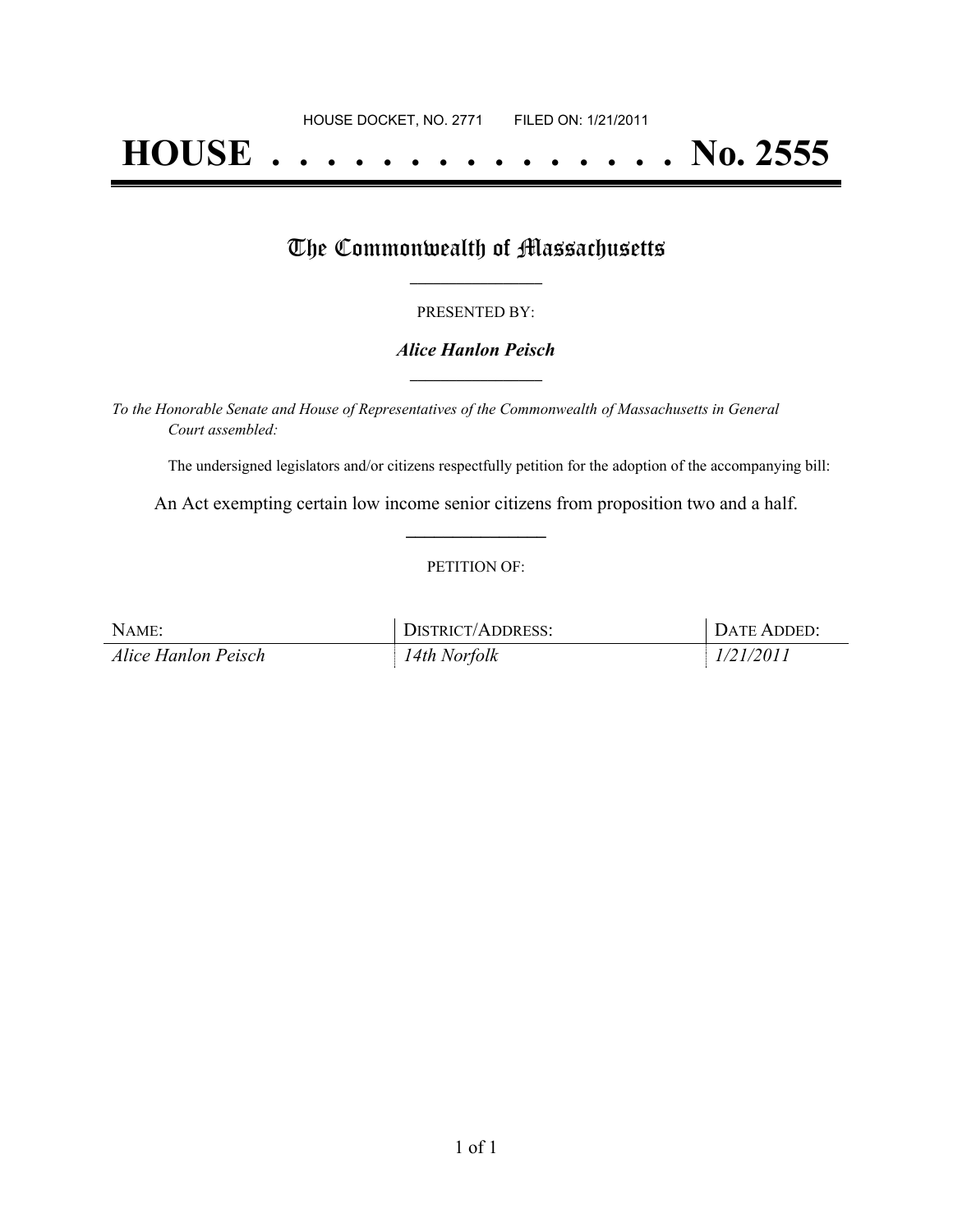HOUSE DOCKET, NO. 2771        FILED ON: 1/21/2011

# HOUSE . . . . . . . . . . . . . . . No. 2555

## The Commonwealth of Massachusetts

PRESENTED BY:

***Alice Hanlon Peisch***

*To the Honorable Senate and House of Representatives of the Commonwealth of Massachusetts in General Court assembled:*

The undersigned legislators and/or citizens respectfully petition for the adoption of the accompanying bill:

An Act exempting certain low income senior citizens from proposition two and a half.

PETITION OF:

| NAME: | DISTRICT/ADDRESS: | DATE ADDED: |
| --- | --- | --- |
| *Alice Hanlon Peisch* | *14th Norfolk* | *1/21/2011* |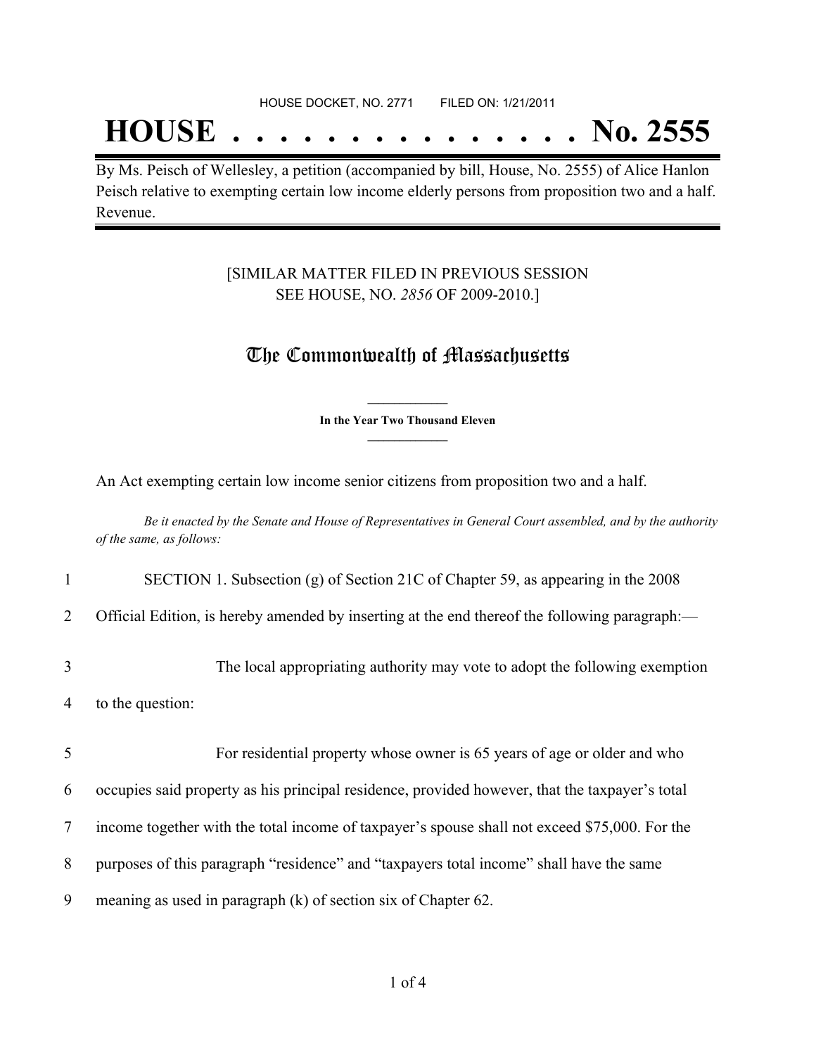HOUSE DOCKET, NO. 2771 FILED ON: 1/21/2011

# HOUSE . . . . . . . . . . . . . . . No. 2555

By Ms. Peisch of Wellesley, a petition (accompanied by bill, House, No. 2555) of Alice Hanlon Peisch relative to exempting certain low income elderly persons from proposition two and a half. Revenue.

[SIMILAR MATTER FILED IN PREVIOUS SESSION SEE HOUSE, NO. *2856* OF 2009-2010.]

## The Commonwealth of Massachusetts

**In the Year Two Thousand Eleven**

An Act exempting certain low income senior citizens from proposition two and a half.

*Be it enacted by the Senate and House of Representatives in General Court assembled, and by the authority of the same, as follows:*

1 SECTION 1. Subsection (g) of Section 21C of Chapter 59, as appearing in the 2008
2 Official Edition, is hereby amended by inserting at the end thereof the following paragraph:—

3 The local appropriating authority may vote to adopt the following exemption
4 to the question:

5 For residential property whose owner is 65 years of age or older and who
6 occupies said property as his principal residence, provided however, that the taxpayer's total
7 income together with the total income of taxpayer's spouse shall not exceed $75,000. For the
8 purposes of this paragraph "residence" and "taxpayers total income" shall have the same
9 meaning as used in paragraph (k) of section six of Chapter 62.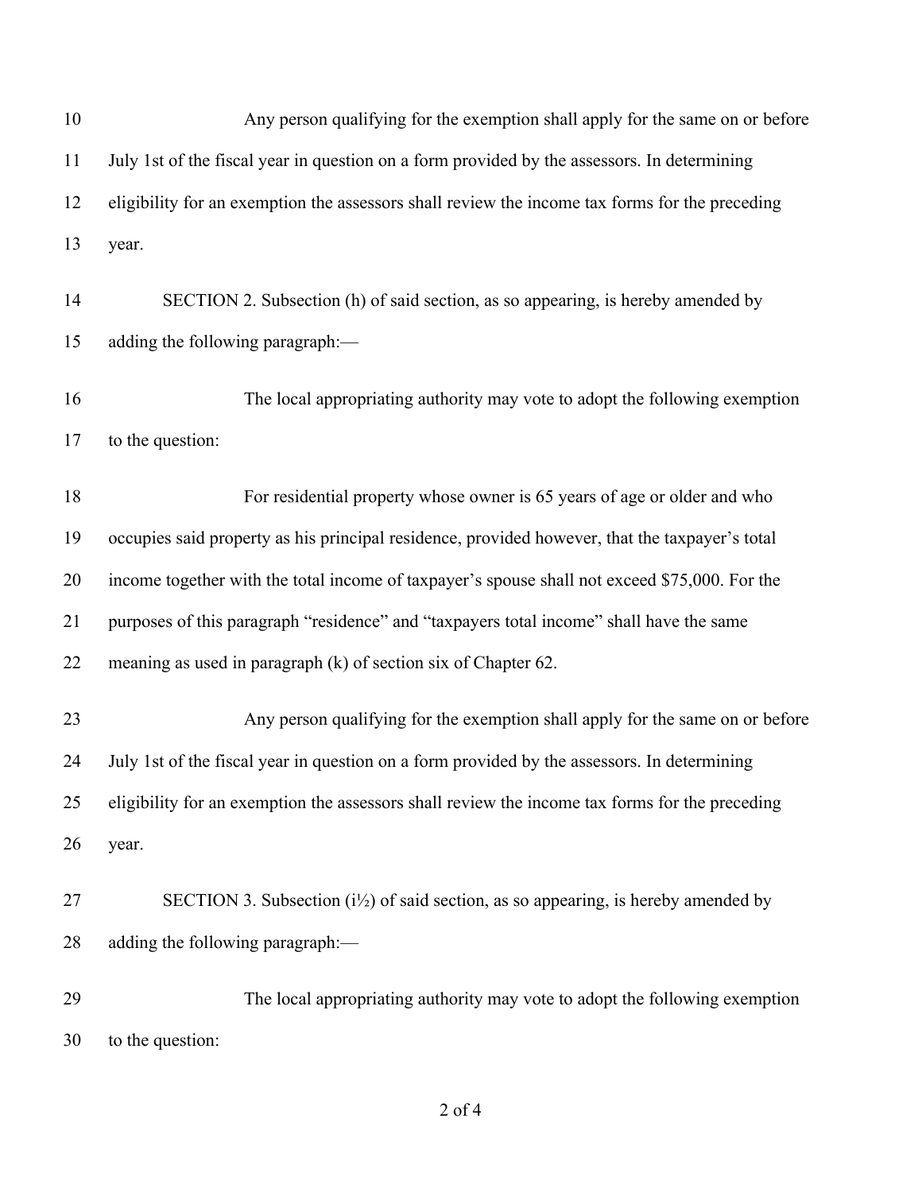Any person qualifying for the exemption shall apply for the same on or before July 1st of the fiscal year in question on a form provided by the assessors. In determining eligibility for an exemption the assessors shall review the income tax forms for the preceding year.

SECTION 2. Subsection (h) of said section, as so appearing, is hereby amended by adding the following paragraph:—

The local appropriating authority may vote to adopt the following exemption to the question:

For residential property whose owner is 65 years of age or older and who occupies said property as his principal residence, provided however, that the taxpayer's total income together with the total income of taxpayer's spouse shall not exceed $75,000. For the purposes of this paragraph "residence" and "taxpayers total income" shall have the same meaning as used in paragraph (k) of section six of Chapter 62.

Any person qualifying for the exemption shall apply for the same on or before July 1st of the fiscal year in question on a form provided by the assessors. In determining eligibility for an exemption the assessors shall review the income tax forms for the preceding year.

SECTION 3. Subsection (i½) of said section, as so appearing, is hereby amended by adding the following paragraph:—

The local appropriating authority may vote to adopt the following exemption to the question: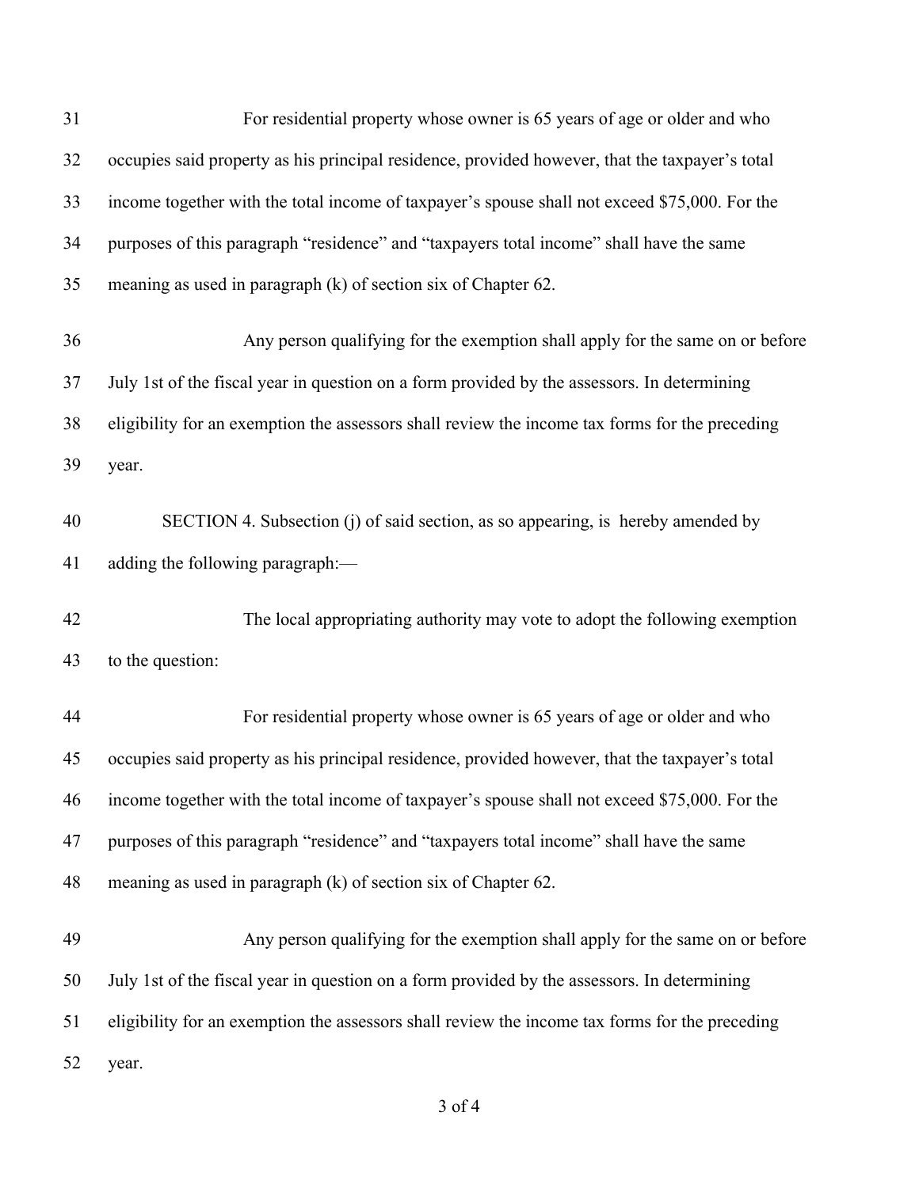For residential property whose owner is 65 years of age or older and who occupies said property as his principal residence, provided however, that the taxpayer's total income together with the total income of taxpayer's spouse shall not exceed $75,000. For the purposes of this paragraph "residence" and "taxpayers total income" shall have the same meaning as used in paragraph (k) of section six of Chapter 62.

Any person qualifying for the exemption shall apply for the same on or before July 1st of the fiscal year in question on a form provided by the assessors. In determining eligibility for an exemption the assessors shall review the income tax forms for the preceding year.

SECTION 4. Subsection (j) of said section, as so appearing, is hereby amended by adding the following paragraph:—

The local appropriating authority may vote to adopt the following exemption to the question:

For residential property whose owner is 65 years of age or older and who occupies said property as his principal residence, provided however, that the taxpayer's total income together with the total income of taxpayer's spouse shall not exceed $75,000. For the purposes of this paragraph "residence" and "taxpayers total income" shall have the same meaning as used in paragraph (k) of section six of Chapter 62.

Any person qualifying for the exemption shall apply for the same on or before July 1st of the fiscal year in question on a form provided by the assessors. In determining eligibility for an exemption the assessors shall review the income tax forms for the preceding year.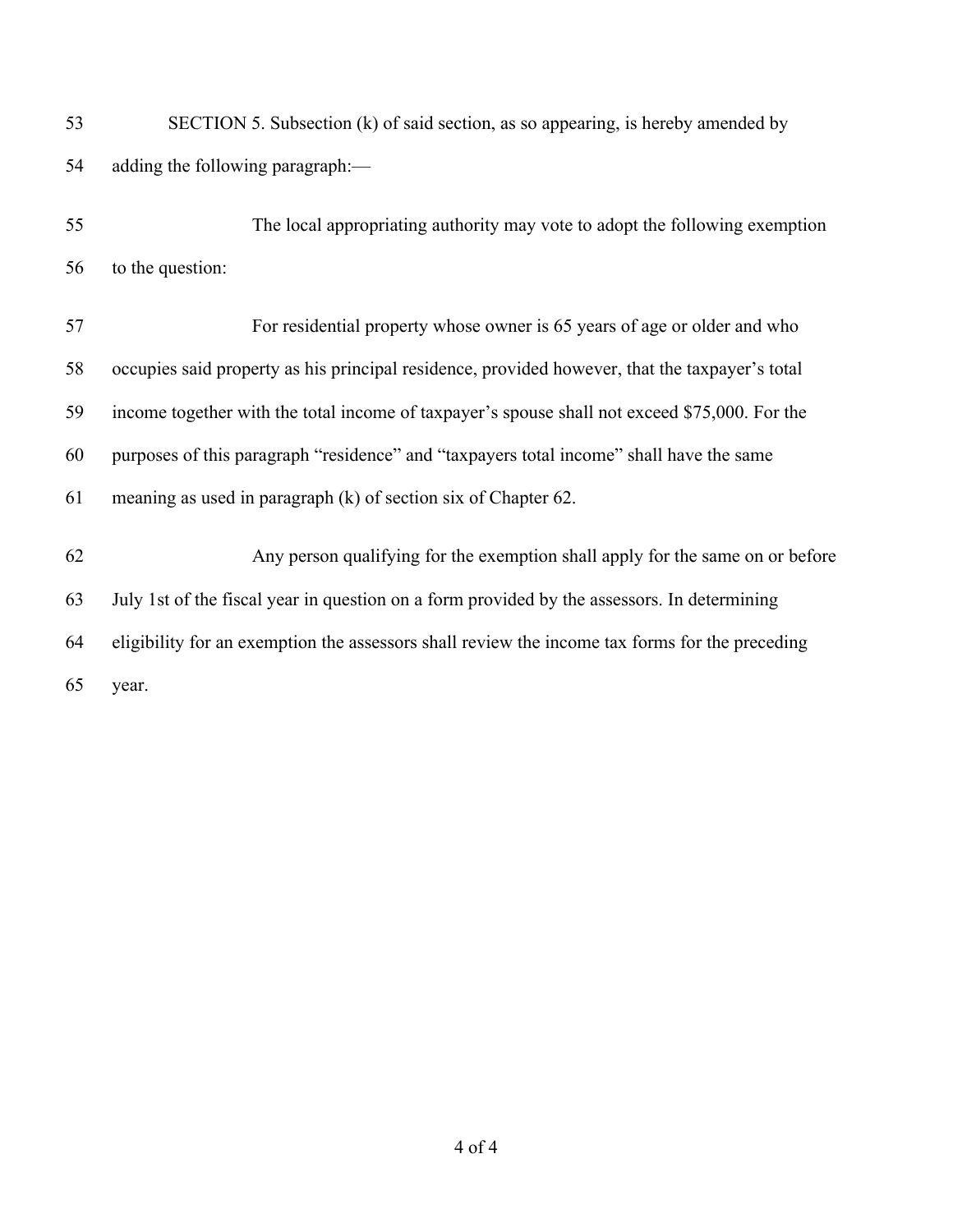SECTION 5. Subsection (k) of said section, as so appearing, is hereby amended by adding the following paragraph:—

The local appropriating authority may vote to adopt the following exemption to the question:

For residential property whose owner is 65 years of age or older and who occupies said property as his principal residence, provided however, that the taxpayer's total income together with the total income of taxpayer's spouse shall not exceed $75,000. For the purposes of this paragraph "residence" and "taxpayers total income" shall have the same meaning as used in paragraph (k) of section six of Chapter 62.

Any person qualifying for the exemption shall apply for the same on or before July 1st of the fiscal year in question on a form provided by the assessors. In determining eligibility for an exemption the assessors shall review the income tax forms for the preceding year.